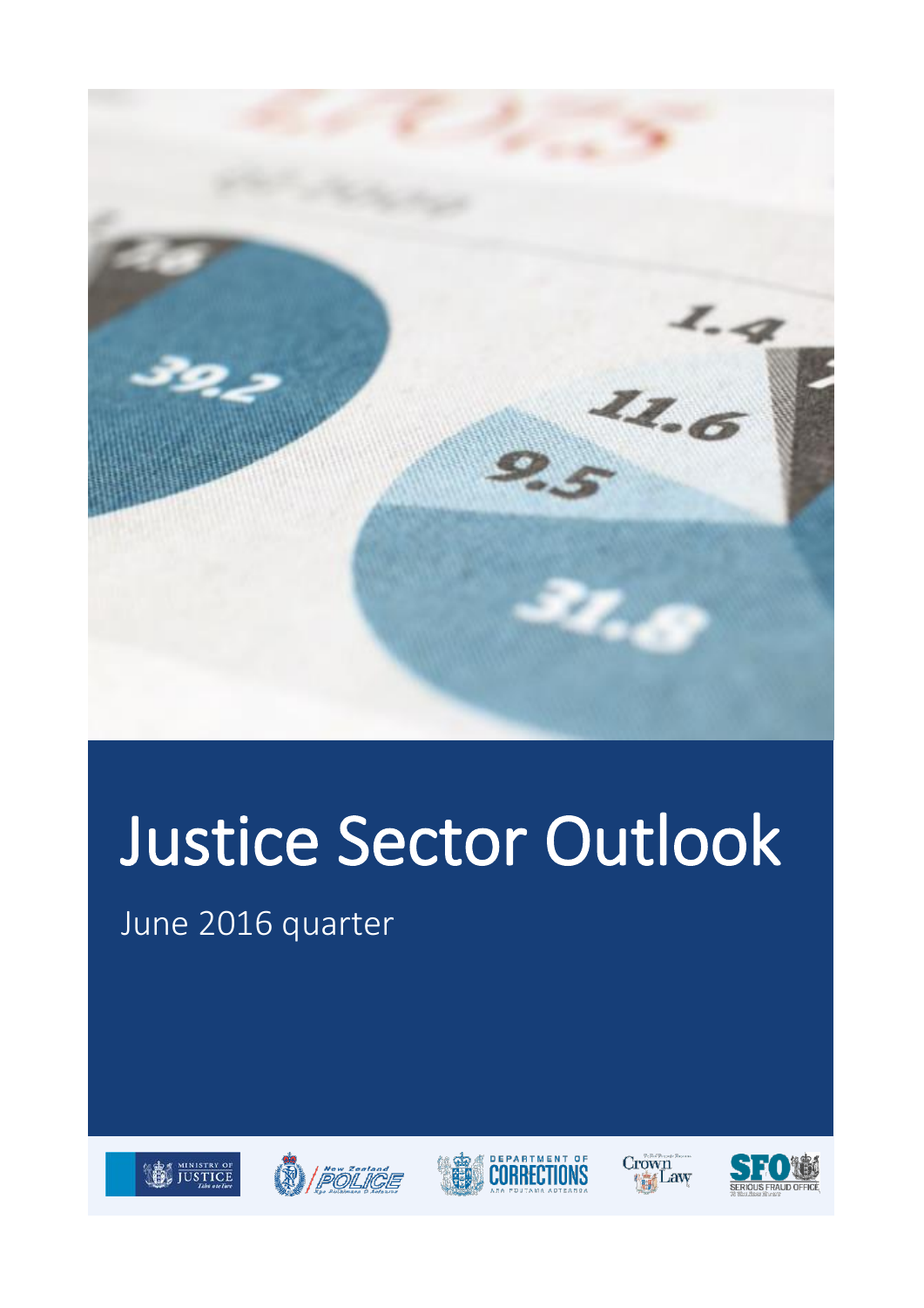# Justice Sector Outlook

June 2016 quarter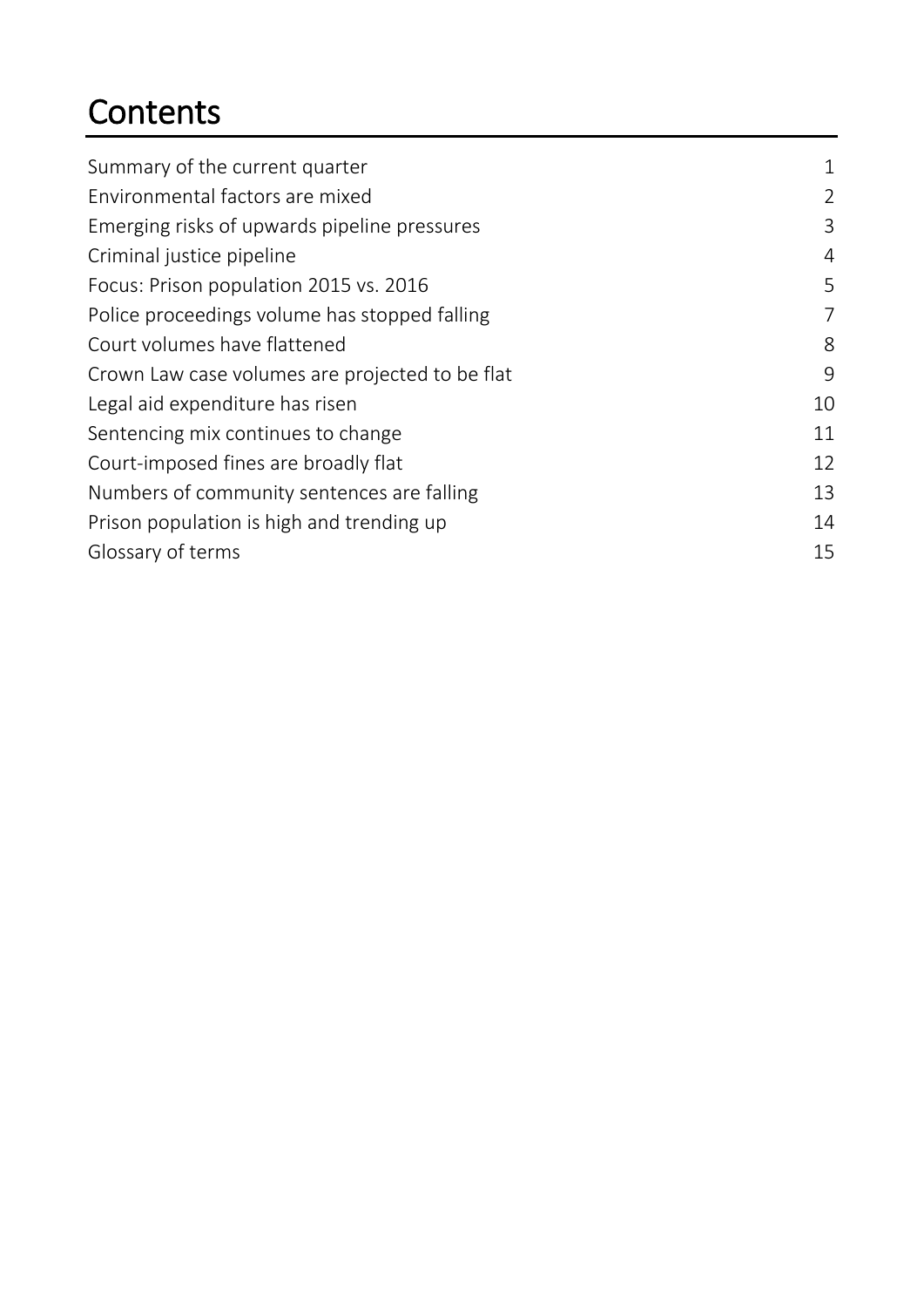# Contents

| | |
|---|---|
| Summary of the current quarter | 1 |
| Environmental factors are mixed | 2 |
| Emerging risks of upwards pipeline pressures | 3 |
| Criminal justice pipeline | 4 |
| Focus: Prison population 2015 vs. 2016 | 5 |
| Police proceedings volume has stopped falling | 7 |
| Court volumes have flattened | 8 |
| Crown Law case volumes are projected to be flat | 9 |
| Legal aid expenditure has risen | 10 |
| Sentencing mix continues to change | 11 |
| Court-imposed fines are broadly flat | 12 |
| Numbers of community sentences are falling | 13 |
| Prison population is high and trending up | 14 |
| Glossary of terms | 15 |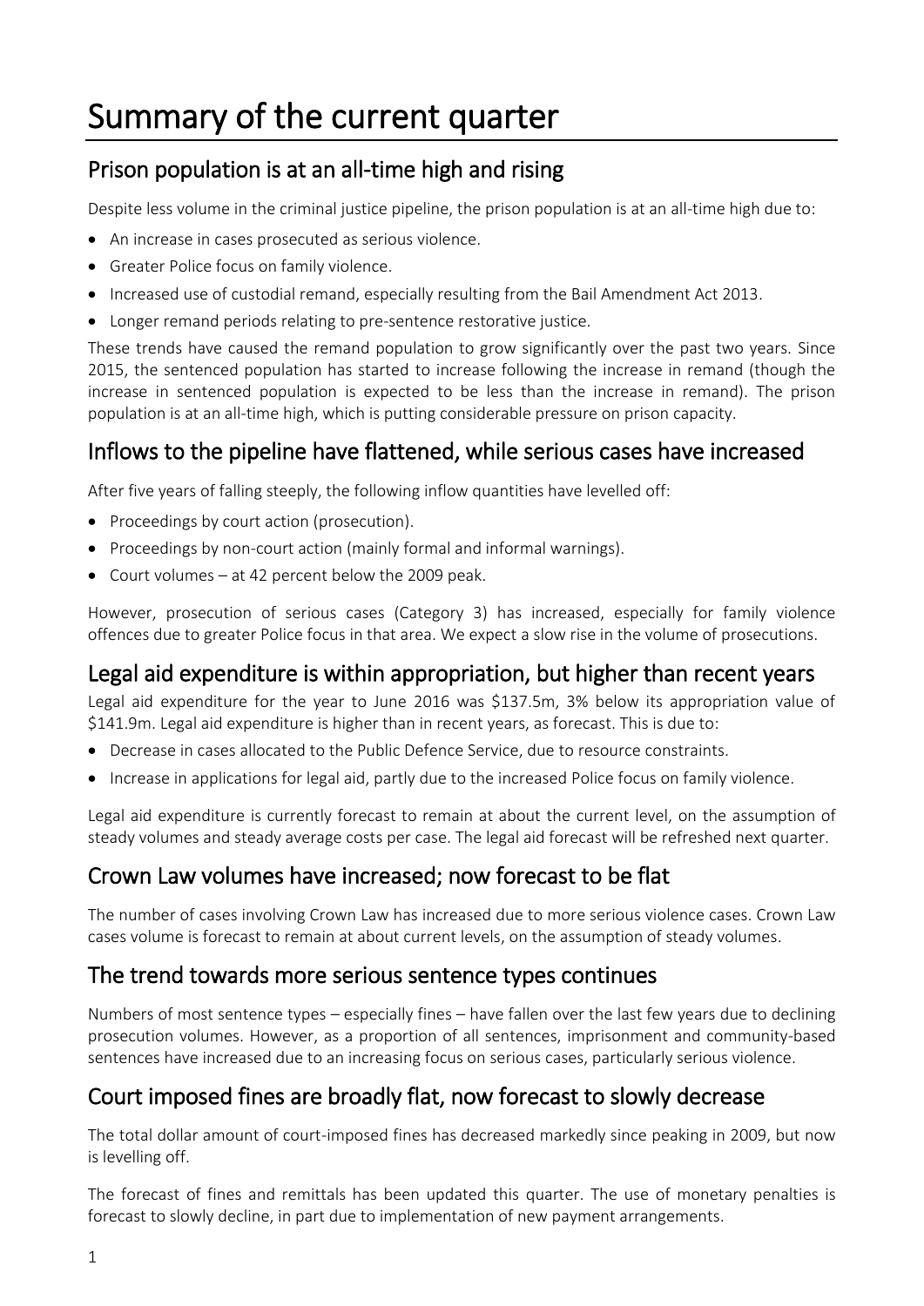# Summary of the current quarter

## Prison population is at an all-time high and rising

Despite less volume in the criminal justice pipeline, the prison population is at an all-time high due to:

- An increase in cases prosecuted as serious violence.
- Greater Police focus on family violence.
- Increased use of custodial remand, especially resulting from the Bail Amendment Act 2013.
- Longer remand periods relating to pre-sentence restorative justice.

These trends have caused the remand population to grow significantly over the past two years. Since 2015, the sentenced population has started to increase following the increase in remand (though the increase in sentenced population is expected to be less than the increase in remand). The prison population is at an all-time high, which is putting considerable pressure on prison capacity.

## Inflows to the pipeline have flattened, while serious cases have increased

After five years of falling steeply, the following inflow quantities have levelled off:

- Proceedings by court action (prosecution).
- Proceedings by non-court action (mainly formal and informal warnings).
- Court volumes – at 42 percent below the 2009 peak.

However, prosecution of serious cases (Category 3) has increased, especially for family violence offences due to greater Police focus in that area. We expect a slow rise in the volume of prosecutions.

## Legal aid expenditure is within appropriation, but higher than recent years

Legal aid expenditure for the year to June 2016 was $137.5m, 3% below its appropriation value of $141.9m. Legal aid expenditure is higher than in recent years, as forecast. This is due to:

- Decrease in cases allocated to the Public Defence Service, due to resource constraints.
- Increase in applications for legal aid, partly due to the increased Police focus on family violence.

Legal aid expenditure is currently forecast to remain at about the current level, on the assumption of steady volumes and steady average costs per case. The legal aid forecast will be refreshed next quarter.

## Crown Law volumes have increased; now forecast to be flat

The number of cases involving Crown Law has increased due to more serious violence cases. Crown Law cases volume is forecast to remain at about current levels, on the assumption of steady volumes.

## The trend towards more serious sentence types continues

Numbers of most sentence types – especially fines – have fallen over the last few years due to declining prosecution volumes. However, as a proportion of all sentences, imprisonment and community-based sentences have increased due to an increasing focus on serious cases, particularly serious violence.

## Court imposed fines are broadly flat, now forecast to slowly decrease

The total dollar amount of court-imposed fines has decreased markedly since peaking in 2009, but now is levelling off.

The forecast of fines and remittals has been updated this quarter. The use of monetary penalties is forecast to slowly decline, in part due to implementation of new payment arrangements.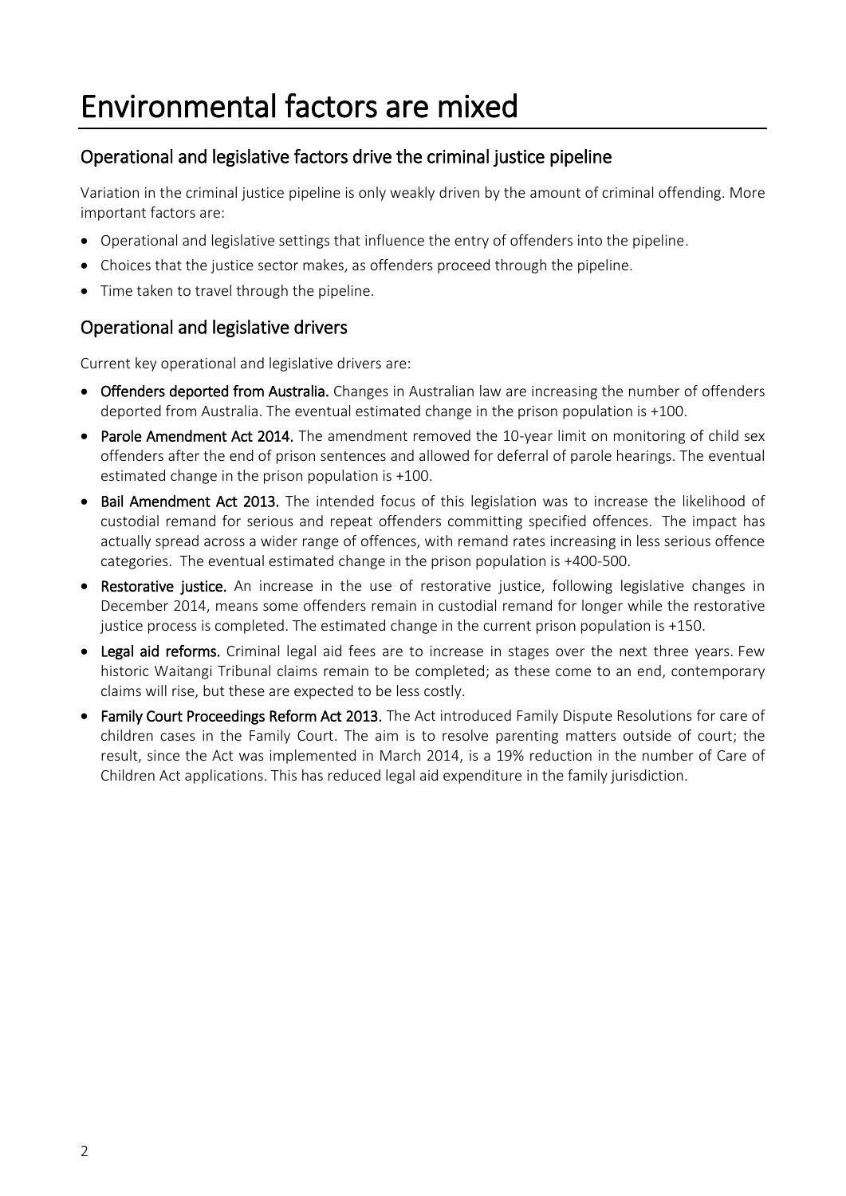# Environmental factors are mixed

## Operational and legislative factors drive the criminal justice pipeline

Variation in the criminal justice pipeline is only weakly driven by the amount of criminal offending. More important factors are:

- Operational and legislative settings that influence the entry of offenders into the pipeline.
- Choices that the justice sector makes, as offenders proceed through the pipeline.
- Time taken to travel through the pipeline.

## Operational and legislative drivers

Current key operational and legislative drivers are:

- **Offenders deported from Australia.** Changes in Australian law are increasing the number of offenders deported from Australia. The eventual estimated change in the prison population is +100.
- **Parole Amendment Act 2014.** The amendment removed the 10-year limit on monitoring of child sex offenders after the end of prison sentences and allowed for deferral of parole hearings. The eventual estimated change in the prison population is +100.
- **Bail Amendment Act 2013.** The intended focus of this legislation was to increase the likelihood of custodial remand for serious and repeat offenders committing specified offences. The impact has actually spread across a wider range of offences, with remand rates increasing in less serious offence categories. The eventual estimated change in the prison population is +400-500.
- **Restorative justice.** An increase in the use of restorative justice, following legislative changes in December 2014, means some offenders remain in custodial remand for longer while the restorative justice process is completed. The estimated change in the current prison population is +150.
- **Legal aid reforms.** Criminal legal aid fees are to increase in stages over the next three years. Few historic Waitangi Tribunal claims remain to be completed; as these come to an end, contemporary claims will rise, but these are expected to be less costly.
- **Family Court Proceedings Reform Act 2013.** The Act introduced Family Dispute Resolutions for care of children cases in the Family Court. The aim is to resolve parenting matters outside of court; the result, since the Act was implemented in March 2014, is a 19% reduction in the number of Care of Children Act applications. This has reduced legal aid expenditure in the family jurisdiction.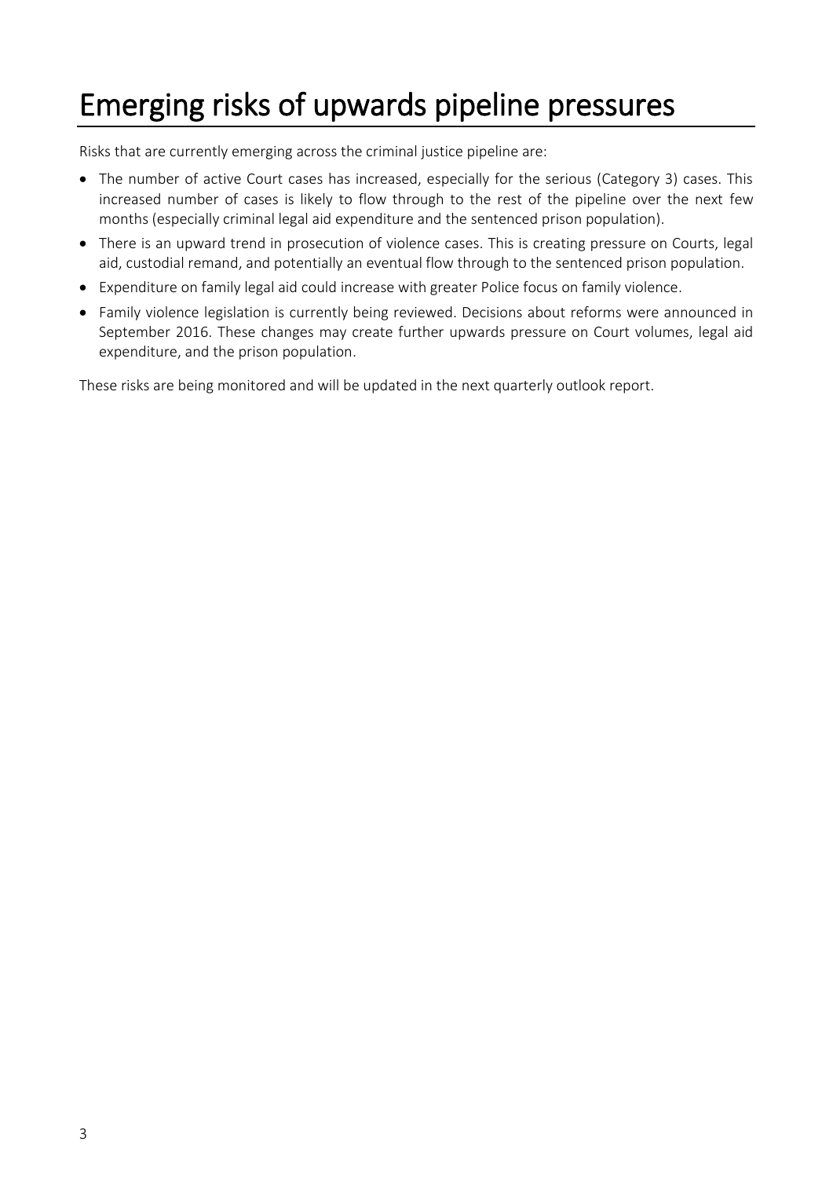# Emerging risks of upwards pipeline pressures

Risks that are currently emerging across the criminal justice pipeline are:

- The number of active Court cases has increased, especially for the serious (Category 3) cases. This increased number of cases is likely to flow through to the rest of the pipeline over the next few months (especially criminal legal aid expenditure and the sentenced prison population).
- There is an upward trend in prosecution of violence cases. This is creating pressure on Courts, legal aid, custodial remand, and potentially an eventual flow through to the sentenced prison population.
- Expenditure on family legal aid could increase with greater Police focus on family violence.
- Family violence legislation is currently being reviewed. Decisions about reforms were announced in September 2016. These changes may create further upwards pressure on Court volumes, legal aid expenditure, and the prison population.

These risks are being monitored and will be updated in the next quarterly outlook report.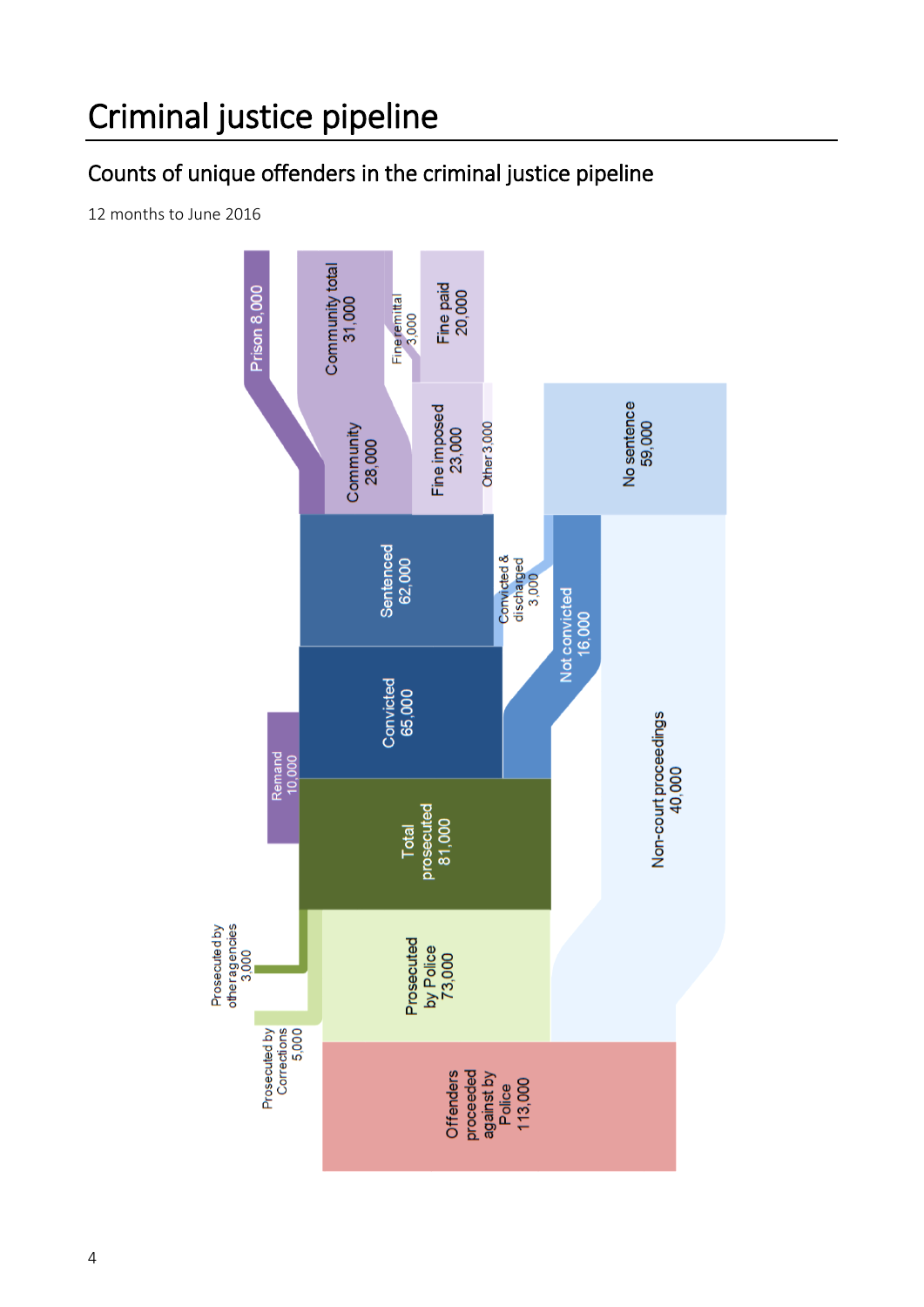# Criminal justice pipeline

## Counts of unique offenders in the criminal justice pipeline

12 months to June 2016

Prison 8,000

Community total 31,000

Fine remittal 3,000

Fine paid 20,000

Community 28,000

Fine imposed 23,000

Other 3,000

No sentence 59,000

Sentenced 62,000

Convicted & discharged 3,000

Convicted 65,000

Not convicted 16,000

Remand 10,000

Total prosecuted 81,000

Non-court proceedings 40,000

Prosecuted by other agencies 3,000

Prosecuted by Police 73,000

Prosecuted by Corrections 5,000

Offenders proceeded against by Police 113,000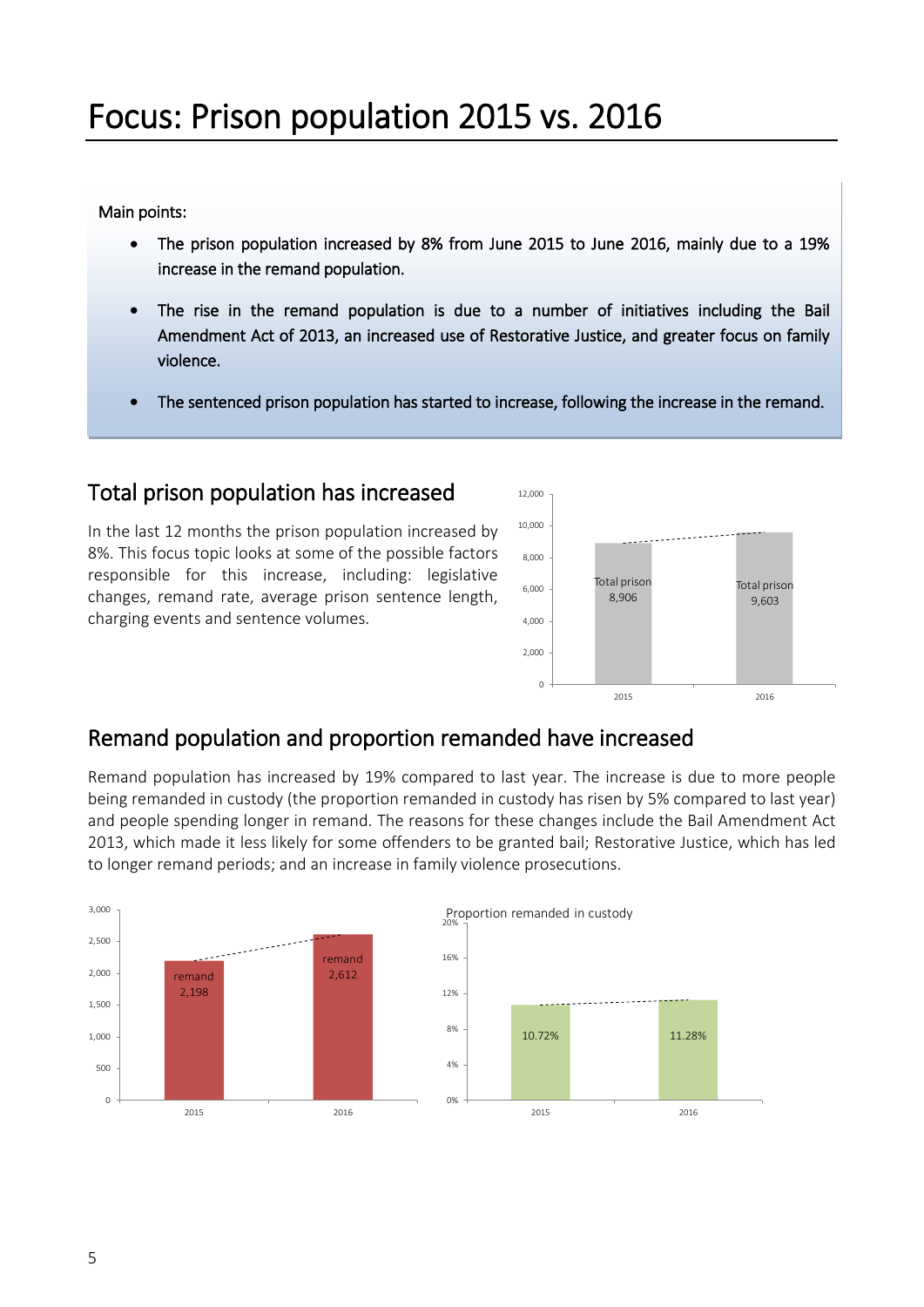# Focus: Prison population 2015 vs. 2016

Main points:

- The prison population increased by 8% from June 2015 to June 2016, mainly due to a 19% increase in the remand population.
- The rise in the remand population is due to a number of initiatives including the Bail Amendment Act of 2013, an increased use of Restorative Justice, and greater focus on family violence.
- The sentenced prison population has started to increase, following the increase in the remand.

## Total prison population has increased

In the last 12 months the prison population increased by 8%. This focus topic looks at some of the possible factors responsible for this increase, including: legislative changes, remand rate, average prison sentence length, charging events and sentence volumes.

| Year | Total prison |
| --- | --- |
| 2015 | 8,906 |
| 2016 | 9,603 |

## Remand population and proportion remanded have increased

Remand population has increased by 19% compared to last year. The increase is due to more people being remanded in custody (the proportion remanded in custody has risen by 5% compared to last year) and people spending longer in remand. The reasons for these changes include the Bail Amendment Act 2013, which made it less likely for some offenders to be granted bail; Restorative Justice, which has led to longer remand periods; and an increase in family violence prosecutions.

| Year | Remand | Proportion remanded in custody |
| --- | --- | --- |
| 2015 | 2,198 | 10.72% |
| 2016 | 2,612 | 11.28% |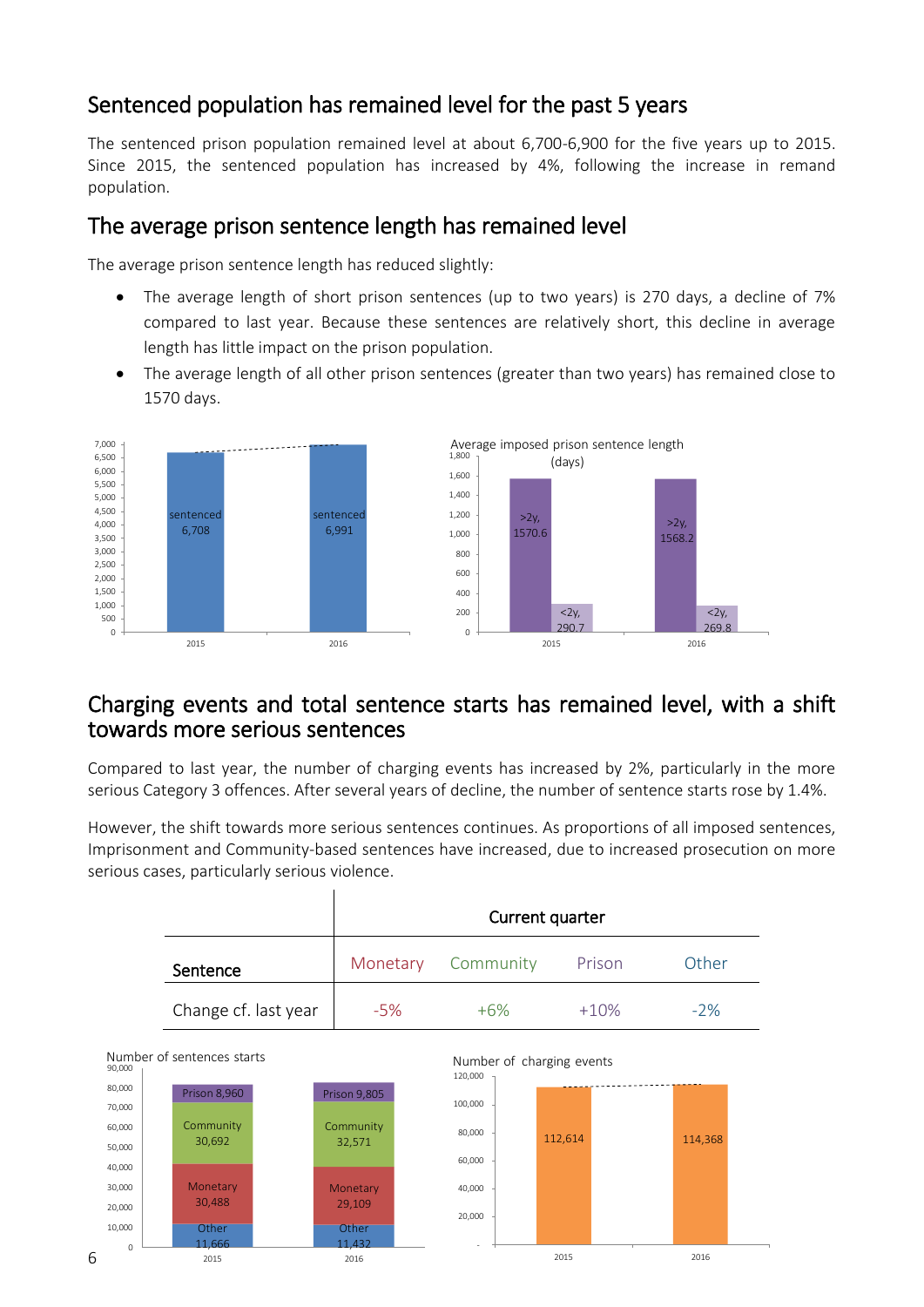## Sentenced population has remained level for the past 5 years

The sentenced prison population remained level at about 6,700-6,900 for the five years up to 2015. Since 2015, the sentenced population has increased by 4%, following the increase in remand population.

## The average prison sentence length has remained level

The average prison sentence length has reduced slightly:

- The average length of short prison sentences (up to two years) is 270 days, a decline of 7% compared to last year. Because these sentences are relatively short, this decline in average length has little impact on the prison population.
- The average length of all other prison sentences (greater than two years) has remained close to 1570 days.

| | 2015 | 2016 |
|---|---|---|
| sentenced | 6,708 | 6,991 |

Average imposed prison sentence length (days)

| | 2015 | 2016 |
|---|---|---|
| >2y | 1570.6 | 1568.2 |
| <2y | 290.7 | 269.8 |

## Charging events and total sentence starts has remained level, with a shift towards more serious sentences

Compared to last year, the number of charging events has increased by 2%, particularly in the more serious Category 3 offences. After several years of decline, the number of sentence starts rose by 1.4%.

However, the shift towards more serious sentences continues. As proportions of all imposed sentences, Imprisonment and Community-based sentences have increased, due to increased prosecution on more serious cases, particularly serious violence.

| | Current quarter | | | |
|---|---|---|---|---|
| Sentence | Monetary | Community | Prison | Other |
| Change cf. last year | -5% | +6% | +10% | -2% |

Number of sentences starts

| | 2015 | 2016 |
|---|---|---|
| Prison | 8,960 | 9,805 |
| Community | 30,692 | 32,571 |
| Monetary | 30,488 | 29,109 |
| Other | 11,666 | 11,432 |

Number of charging events

| 2015 | 2016 |
|---|---|
| 112,614 | 114,368 |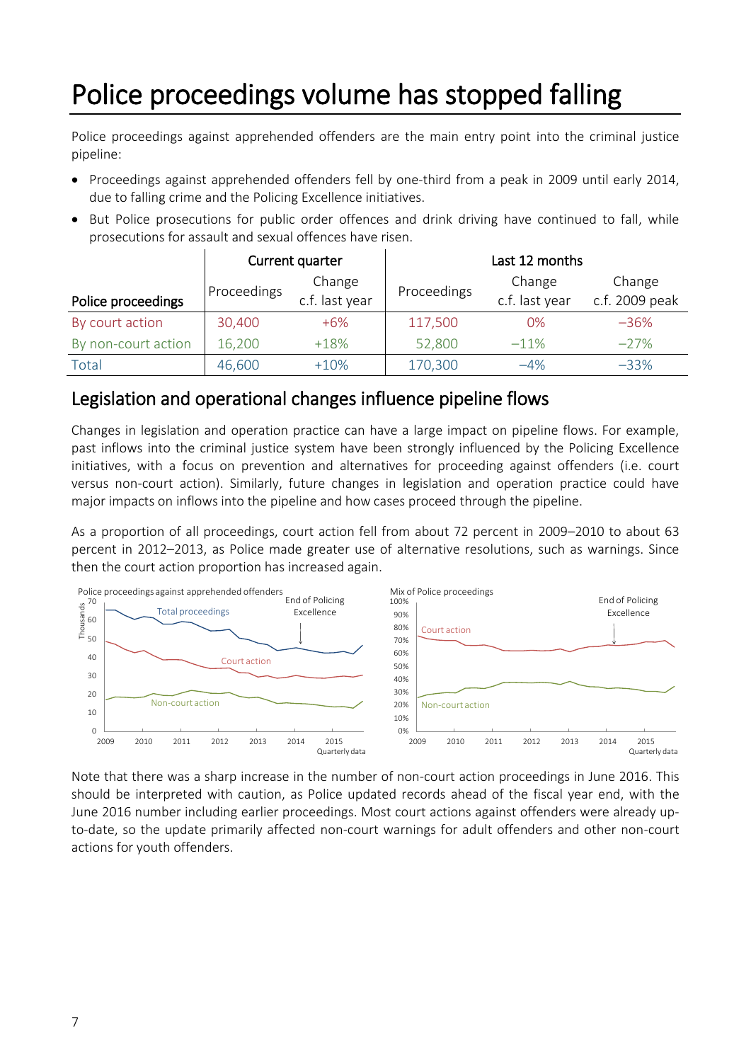# Police proceedings volume has stopped falling

Police proceedings against apprehended offenders are the main entry point into the criminal justice pipeline:

- Proceedings against apprehended offenders fell by one-third from a peak in 2009 until early 2014, due to falling crime and the Policing Excellence initiatives.
- But Police prosecutions for public order offences and drink driving have continued to fall, while prosecutions for assault and sexual offences have risen.

| Police proceedings | Current quarter | | Last 12 months | | |
|---|---|---|---|---|---|
| | Proceedings | Change c.f. last year | Proceedings | Change c.f. last year | Change c.f. 2009 peak |
| By court action | 30,400 | +6% | 117,500 | 0% | −36% |
| By non-court action | 16,200 | +18% | 52,800 | −11% | −27% |
| Total | 46,600 | +10% | 170,300 | −4% | −33% |

## Legislation and operational changes influence pipeline flows

Changes in legislation and operation practice can have a large impact on pipeline flows. For example, past inflows into the criminal justice system have been strongly influenced by the Policing Excellence initiatives, with a focus on prevention and alternatives for proceeding against offenders (i.e. court versus non-court action). Similarly, future changes in legislation and operation practice could have major impacts on inflows into the pipeline and how cases proceed through the pipeline.

As a proportion of all proceedings, court action fell from about 72 percent in 2009–2010 to about 63 percent in 2012–2013, as Police made greater use of alternative resolutions, such as warnings. Since then the court action proportion has increased again.

Note that there was a sharp increase in the number of non-court action proceedings in June 2016. This should be interpreted with caution, as Police updated records ahead of the fiscal year end, with the June 2016 number including earlier proceedings. Most court actions against offenders were already up-to-date, so the update primarily affected non-court warnings for adult offenders and other non-court actions for youth offenders.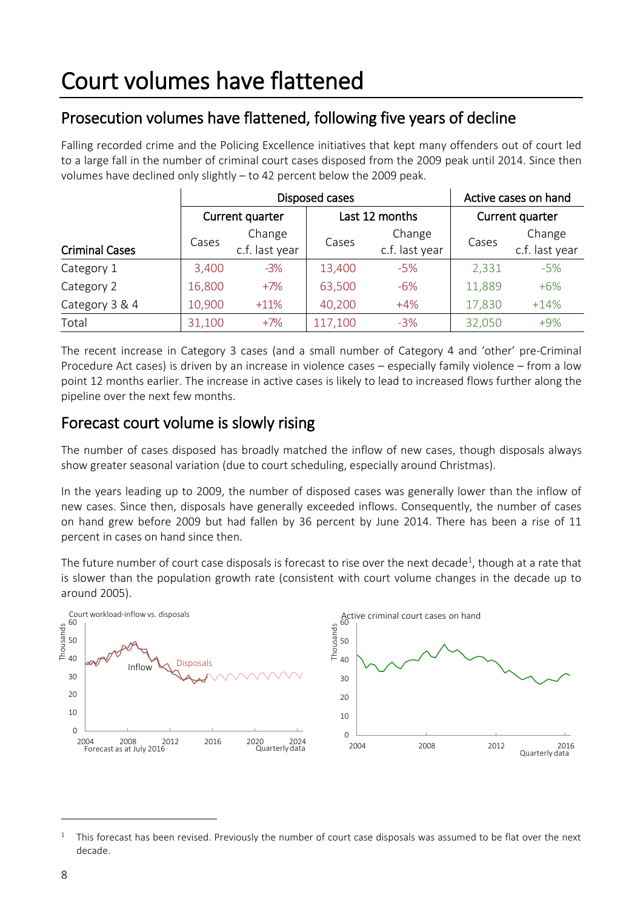# Court volumes have flattened

## Prosecution volumes have flattened, following five years of decline

Falling recorded crime and the Policing Excellence initiatives that kept many offenders out of court led to a large fall in the number of criminal court cases disposed from the 2009 peak until 2014. Since then volumes have declined only slightly – to 42 percent below the 2009 peak.

| Criminal Cases | Disposed cases | | | | Active cases on hand | |
|---|---|---|---|---|---|---|
| | Current quarter | | Last 12 months | | Current quarter | |
| | Cases | Change c.f. last year | Cases | Change c.f. last year | Cases | Change c.f. last year |
| Category 1 | 3,400 | -3% | 13,400 | -5% | 2,331 | -5% |
| Category 2 | 16,800 | +7% | 63,500 | -6% | 11,889 | +6% |
| Category 3 & 4 | 10,900 | +11% | 40,200 | +4% | 17,830 | +14% |
| Total | 31,100 | +7% | 117,100 | -3% | 32,050 | +9% |

The recent increase in Category 3 cases (and a small number of Category 4 and 'other' pre-Criminal Procedure Act cases) is driven by an increase in violence cases – especially family violence – from a low point 12 months earlier. The increase in active cases is likely to lead to increased flows further along the pipeline over the next few months.

## Forecast court volume is slowly rising

The number of cases disposed has broadly matched the inflow of new cases, though disposals always show greater seasonal variation (due to court scheduling, especially around Christmas).

In the years leading up to 2009, the number of disposed cases was generally lower than the inflow of new cases. Since then, disposals have generally exceeded inflows. Consequently, the number of cases on hand grew before 2009 but had fallen by 36 percent by June 2014. There has been a rise of 11 percent in cases on hand since then.

The future number of court case disposals is forecast to rise over the next decade[1], though at a rate that is slower than the population growth rate (consistent with court volume changes in the decade up to around 2005).

Court workload-inflow vs. disposals

Active criminal court cases on hand

[1] This forecast has been revised. Previously the number of court case disposals was assumed to be flat over the next decade.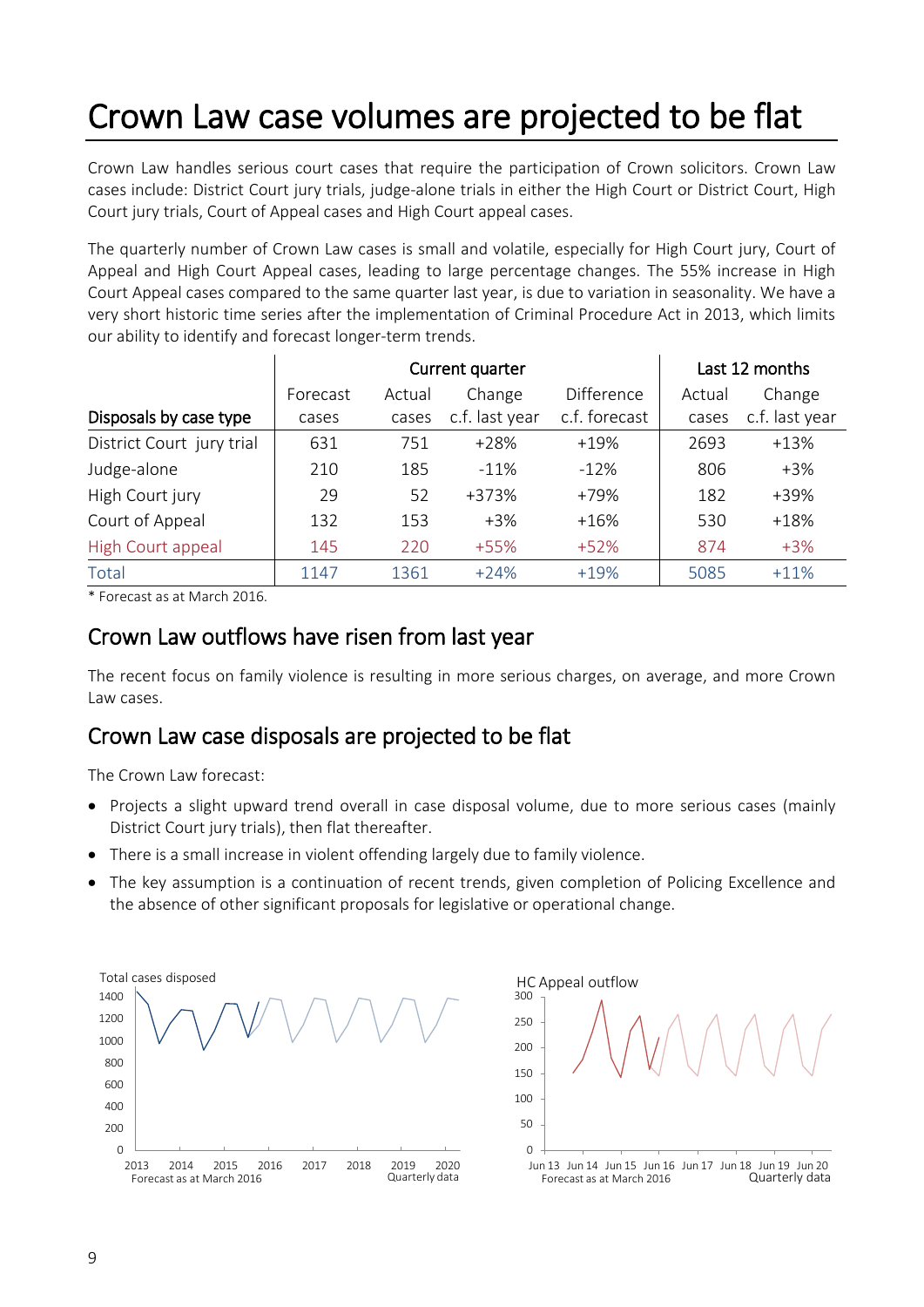# Crown Law case volumes are projected to be flat

Crown Law handles serious court cases that require the participation of Crown solicitors. Crown Law cases include: District Court jury trials, judge-alone trials in either the High Court or District Court, High Court jury trials, Court of Appeal cases and High Court appeal cases.

The quarterly number of Crown Law cases is small and volatile, especially for High Court jury, Court of Appeal and High Court Appeal cases, leading to large percentage changes. The 55% increase in High Court Appeal cases compared to the same quarter last year, is due to variation in seasonality. We have a very short historic time series after the implementation of Criminal Procedure Act in 2013, which limits our ability to identify and forecast longer-term trends.

| | Current quarter | | | | Last 12 months | |
|---|---|---|---|---|---|---|
| Disposals by case type | Forecast cases | Actual cases | Change c.f. last year | Difference c.f. forecast | Actual cases | Change c.f. last year |
| District Court jury trial | 631 | 751 | +28% | +19% | 2693 | +13% |
| Judge-alone | 210 | 185 | -11% | -12% | 806 | +3% |
| High Court jury | 29 | 52 | +373% | +79% | 182 | +39% |
| Court of Appeal | 132 | 153 | +3% | +16% | 530 | +18% |
| High Court appeal | 145 | 220 | +55% | +52% | 874 | +3% |
| Total | 1147 | 1361 | +24% | +19% | 5085 | +11% |

\* Forecast as at March 2016.

## Crown Law outflows have risen from last year

The recent focus on family violence is resulting in more serious charges, on average, and more Crown Law cases.

## Crown Law case disposals are projected to be flat

The Crown Law forecast:

- Projects a slight upward trend overall in case disposal volume, due to more serious cases (mainly District Court jury trials), then flat thereafter.
- There is a small increase in violent offending largely due to family violence.
- The key assumption is a continuation of recent trends, given completion of Policing Excellence and the absence of other significant proposals for legislative or operational change.

Total cases disposed

Forecast as at March 2016 — Quarterly data

HC Appeal outflow

Forecast as at March 2016 — Quarterly data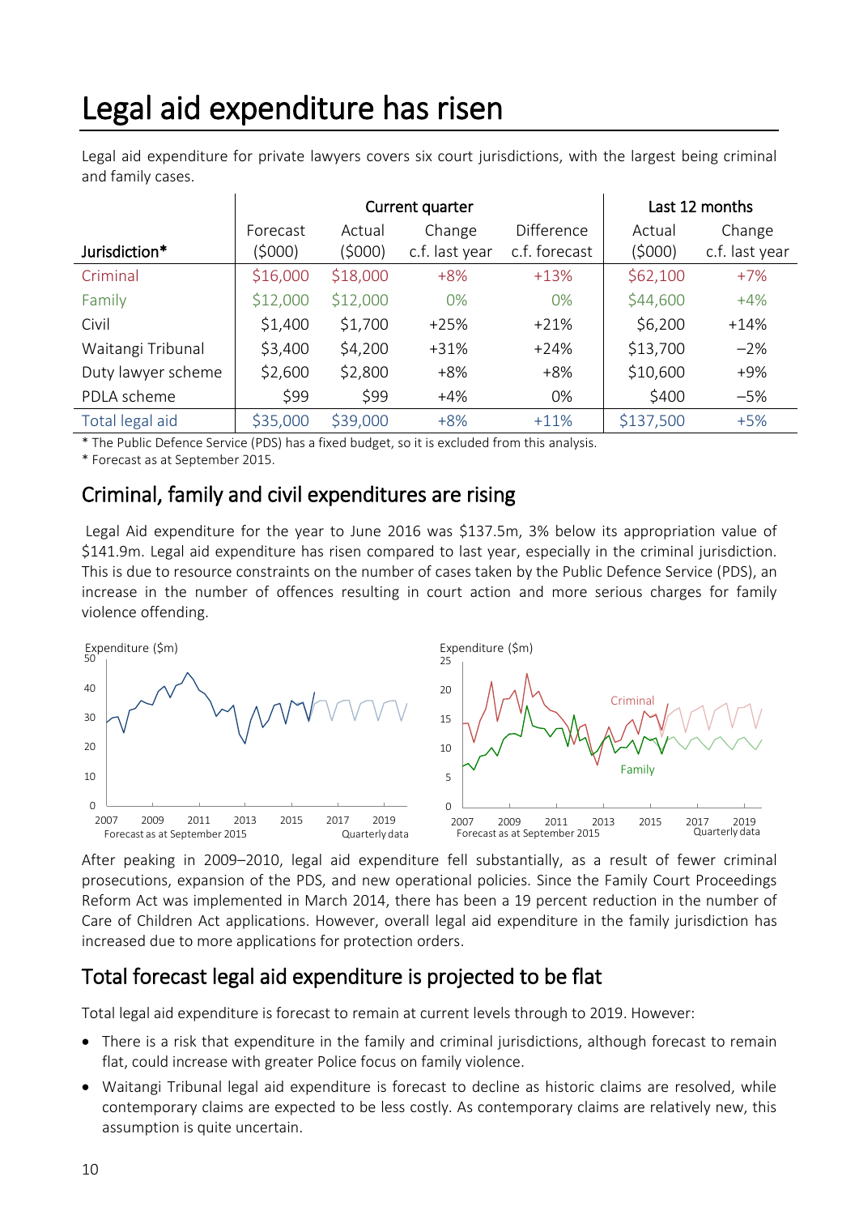# Legal aid expenditure has risen

Legal aid expenditure for private lawyers covers six court jurisdictions, with the largest being criminal and family cases.

| | Current quarter | | | | Last 12 months | |
|---|---|---|---|---|---|---|
| Jurisdiction* | Forecast ($000) | Actual ($000) | Change c.f. last year | Difference c.f. forecast | Actual ($000) | Change c.f. last year |
| Criminal | $16,000 | $18,000 | +8% | +13% | $62,100 | +7% |
| Family | $12,000 | $12,000 | 0% | 0% | $44,600 | +4% |
| Civil | $1,400 | $1,700 | +25% | +21% | $6,200 | +14% |
| Waitangi Tribunal | $3,400 | $4,200 | +31% | +24% | $13,700 | −2% |
| Duty lawyer scheme | $2,600 | $2,800 | +8% | +8% | $10,600 | +9% |
| PDLA scheme | $99 | $99 | +4% | 0% | $400 | −5% |
| Total legal aid | $35,000 | $39,000 | +8% | +11% | $137,500 | +5% |

* The Public Defence Service (PDS) has a fixed budget, so it is excluded from this analysis.
* Forecast as at September 2015.

## Criminal, family and civil expenditures are rising

Legal Aid expenditure for the year to June 2016 was $137.5m, 3% below its appropriation value of $141.9m. Legal aid expenditure has risen compared to last year, especially in the criminal jurisdiction. This is due to resource constraints on the number of cases taken by the Public Defence Service (PDS), an increase in the number of offences resulting in court action and more serious charges for family violence offending.

After peaking in 2009–2010, legal aid expenditure fell substantially, as a result of fewer criminal prosecutions, expansion of the PDS, and new operational policies. Since the Family Court Proceedings Reform Act was implemented in March 2014, there has been a 19 percent reduction in the number of Care of Children Act applications. However, overall legal aid expenditure in the family jurisdiction has increased due to more applications for protection orders.

## Total forecast legal aid expenditure is projected to be flat

Total legal aid expenditure is forecast to remain at current levels through to 2019. However:

- There is a risk that expenditure in the family and criminal jurisdictions, although forecast to remain flat, could increase with greater Police focus on family violence.
- Waitangi Tribunal legal aid expenditure is forecast to decline as historic claims are resolved, while contemporary claims are expected to be less costly. As contemporary claims are relatively new, this assumption is quite uncertain.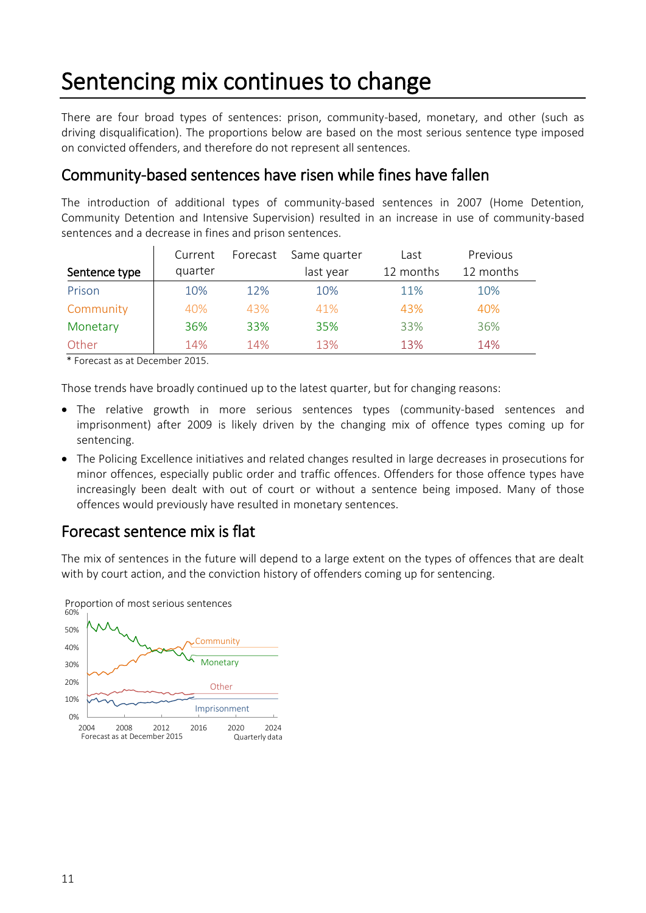# Sentencing mix continues to change

There are four broad types of sentences: prison, community-based, monetary, and other (such as driving disqualification). The proportions below are based on the most serious sentence type imposed on convicted offenders, and therefore do not represent all sentences.

## Community-based sentences have risen while fines have fallen

The introduction of additional types of community-based sentences in 2007 (Home Detention, Community Detention and Intensive Supervision) resulted in an increase in use of community-based sentences and a decrease in fines and prison sentences.

| Sentence type | Current quarter | Forecast | Same quarter last year | Last 12 months | Previous 12 months |
|---|---|---|---|---|---|
| Prison | 10% | 12% | 10% | 11% | 10% |
| Community | 40% | 43% | 41% | 43% | 40% |
| Monetary | 36% | 33% | 35% | 33% | 36% |
| Other | 14% | 14% | 13% | 13% | 14% |

* Forecast as at December 2015.

Those trends have broadly continued up to the latest quarter, but for changing reasons:

- The relative growth in more serious sentences types (community-based sentences and imprisonment) after 2009 is likely driven by the changing mix of offence types coming up for sentencing.
- The Policing Excellence initiatives and related changes resulted in large decreases in prosecutions for minor offences, especially public order and traffic offences. Offenders for those offence types have increasingly been dealt with out of court or without a sentence being imposed. Many of those offences would previously have resulted in monetary sentences.

## Forecast sentence mix is flat

The mix of sentences in the future will depend to a large extent on the types of offences that are dealt with by court action, and the conviction history of offenders coming up for sentencing.

Proportion of most serious sentences

Forecast as at December 2015 — Quarterly data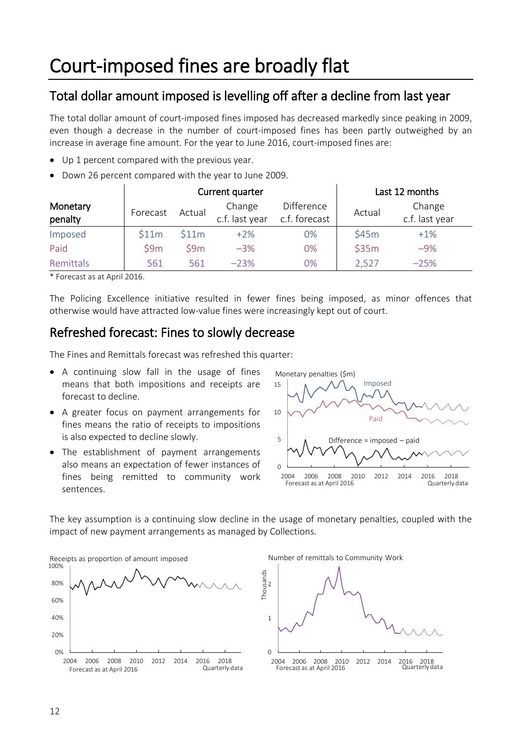# Court-imposed fines are broadly flat

## Total dollar amount imposed is levelling off after a decline from last year

The total dollar amount of court-imposed fines imposed has decreased markedly since peaking in 2009, even though a decrease in the number of court-imposed fines has been partly outweighed by an increase in average fine amount. For the year to June 2016, court-imposed fines are:

- Up 1 percent compared with the previous year.
- Down 26 percent compared with the year to June 2009.

| Monetary penalty | Current quarter | | | | Last 12 months | |
|---|---|---|---|---|---|---|
| | Forecast | Actual | Change c.f. last year | Difference c.f. forecast | Actual | Change c.f. last year |
| Imposed | \$11m | \$11m | +2% | 0% | \$45m | +1% |
| Paid | \$9m | \$9m | −3% | 0% | \$35m | −9% |
| Remittals | 561 | 561 | −23% | 0% | 2,527 | −25% |

\* Forecast as at April 2016.

The Policing Excellence initiative resulted in fewer fines being imposed, as minor offences that otherwise would have attracted low-value fines were increasingly kept out of court.

## Refreshed forecast: Fines to slowly decrease

The Fines and Remittals forecast was refreshed this quarter:

- A continuing slow fall in the usage of fines means that both impositions and receipts are forecast to decline.
- A greater focus on payment arrangements for fines means the ratio of receipts to impositions is also expected to decline slowly.
- The establishment of payment arrangements also means an expectation of fewer instances of fines being remitted to community work sentences.

Monetary penalties (\$m)

Forecast as at April 2016. Quarterly data

The key assumption is a continuing slow decline in the usage of monetary penalties, coupled with the impact of new payment arrangements as managed by Collections.

Receipts as proportion of amount imposed

Forecast as at April 2016. Quarterly data

Number of remittals to Community Work

Forecast as at April 2016. Quarterly data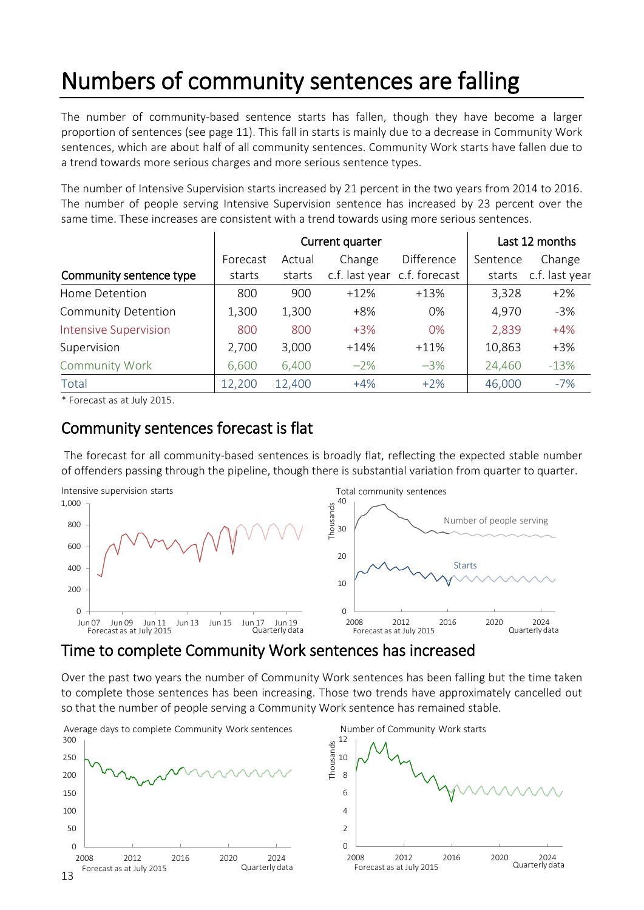# Numbers of community sentences are falling

The number of community-based sentence starts has fallen, though they have become a larger proportion of sentences (see page 11). This fall in starts is mainly due to a decrease in Community Work sentences, which are about half of all community sentences. Community Work starts have fallen due to a trend towards more serious charges and more serious sentence types.

The number of Intensive Supervision starts increased by 21 percent in the two years from 2014 to 2016. The number of people serving Intensive Supervision sentence has increased by 23 percent over the same time. These increases are consistent with a trend towards using more serious sentences.

| | Current quarter | | | | Last 12 months | |
|---|---|---|---|---|---|---|
| Community sentence type | Forecast starts | Actual starts | Change c.f. last year | Difference c.f. forecast | Sentence starts | Change c.f. last year |
| Home Detention | 800 | 900 | +12% | +13% | 3,328 | +2% |
| Community Detention | 1,300 | 1,300 | +8% | 0% | 4,970 | -3% |
| Intensive Supervision | 800 | 800 | +3% | 0% | 2,839 | +4% |
| Supervision | 2,700 | 3,000 | +14% | +11% | 10,863 | +3% |
| Community Work | 6,600 | 6,400 | −2% | −3% | 24,460 | -13% |
| Total | 12,200 | 12,400 | +4% | +2% | 46,000 | -7% |

\* Forecast as at July 2015.

## Community sentences forecast is flat

The forecast for all community-based sentences is broadly flat, reflecting the expected stable number of offenders passing through the pipeline, though there is substantial variation from quarter to quarter.

Intensive supervision starts

Forecast as at July 2015 — Quarterly data

Total community sentences

Forecast as at July 2015 — Quarterly data

## Time to complete Community Work sentences has increased

Over the past two years the number of Community Work sentences has been falling but the time taken to complete those sentences has been increasing. Those two trends have approximately cancelled out so that the number of people serving a Community Work sentence has remained stable.

Average days to complete Community Work sentences

Forecast as at July 2015 — Quarterly data

Number of Community Work starts

Forecast as at July 2015 — Quarterly data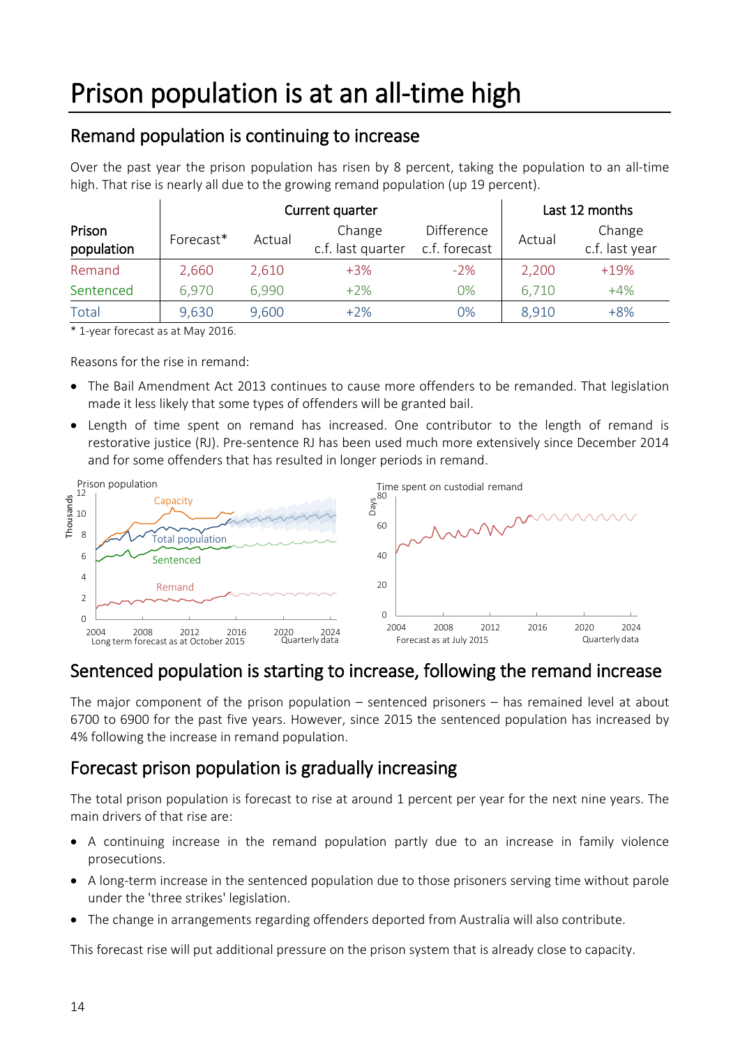# Prison population is at an all-time high

## Remand population is continuing to increase

Over the past year the prison population has risen by 8 percent, taking the population to an all-time high. That rise is nearly all due to the growing remand population (up 19 percent).

| Prison population | Current quarter | | | | Last 12 months | |
|---|---|---|---|---|---|---|
| | Forecast* | Actual | Change c.f. last quarter | Difference c.f. forecast | Actual | Change c.f. last year |
| Remand | 2,660 | 2,610 | +3% | -2% | 2,200 | +19% |
| Sentenced | 6,970 | 6,990 | +2% | 0% | 6,710 | +4% |
| Total | 9,630 | 9,600 | +2% | 0% | 8,910 | +8% |

\* 1-year forecast as at May 2016.

Reasons for the rise in remand:

- The Bail Amendment Act 2013 continues to cause more offenders to be remanded. That legislation made it less likely that some types of offenders will be granted bail.
- Length of time spent on remand has increased. One contributor to the length of remand is restorative justice (RJ). Pre-sentence RJ has been used much more extensively since December 2014 and for some offenders that has resulted in longer periods in remand.

Prison population — Long term forecast as at October 2015 — Quarterly data

Time spent on custodial remand — Forecast as at July 2015 — Quarterly data

## Sentenced population is starting to increase, following the remand increase

The major component of the prison population – sentenced prisoners – has remained level at about 6700 to 6900 for the past five years. However, since 2015 the sentenced population has increased by 4% following the increase in remand population.

## Forecast prison population is gradually increasing

The total prison population is forecast to rise at around 1 percent per year for the next nine years. The main drivers of that rise are:

- A continuing increase in the remand population partly due to an increase in family violence prosecutions.
- A long-term increase in the sentenced population due to those prisoners serving time without parole under the 'three strikes' legislation.
- The change in arrangements regarding offenders deported from Australia will also contribute.

This forecast rise will put additional pressure on the prison system that is already close to capacity.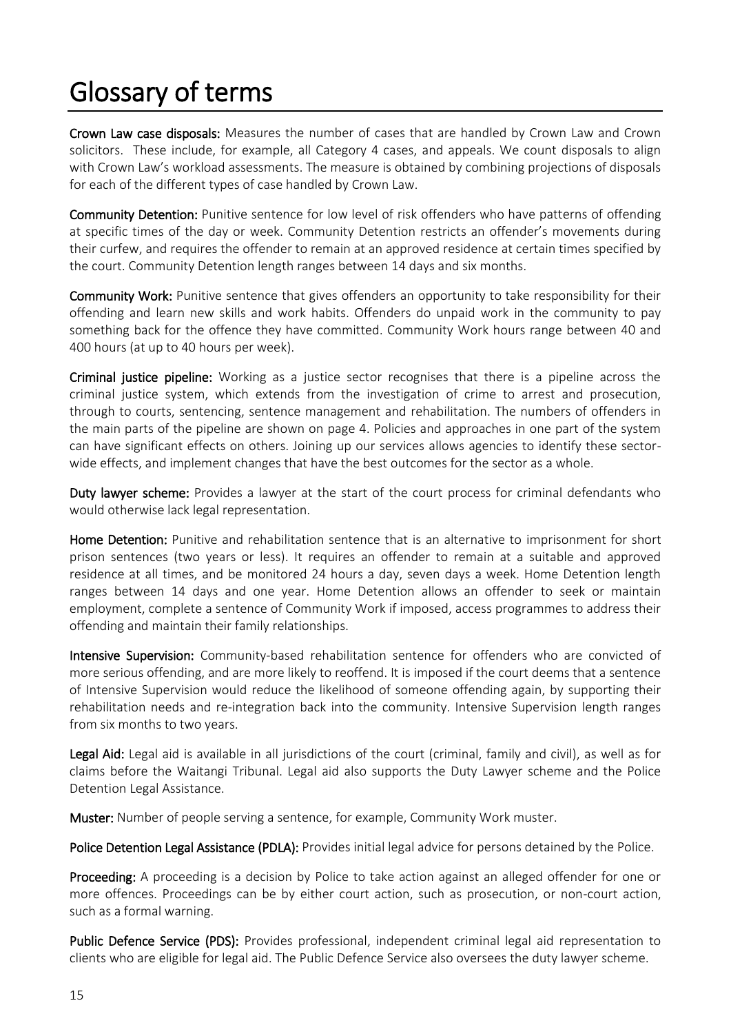# Glossary of terms

**Crown Law case disposals:** Measures the number of cases that are handled by Crown Law and Crown solicitors. These include, for example, all Category 4 cases, and appeals. We count disposals to align with Crown Law's workload assessments. The measure is obtained by combining projections of disposals for each of the different types of case handled by Crown Law.

**Community Detention:** Punitive sentence for low level of risk offenders who have patterns of offending at specific times of the day or week. Community Detention restricts an offender's movements during their curfew, and requires the offender to remain at an approved residence at certain times specified by the court. Community Detention length ranges between 14 days and six months.

**Community Work:** Punitive sentence that gives offenders an opportunity to take responsibility for their offending and learn new skills and work habits. Offenders do unpaid work in the community to pay something back for the offence they have committed. Community Work hours range between 40 and 400 hours (at up to 40 hours per week).

**Criminal justice pipeline:** Working as a justice sector recognises that there is a pipeline across the criminal justice system, which extends from the investigation of crime to arrest and prosecution, through to courts, sentencing, sentence management and rehabilitation. The numbers of offenders in the main parts of the pipeline are shown on page 4. Policies and approaches in one part of the system can have significant effects on others. Joining up our services allows agencies to identify these sector-wide effects, and implement changes that have the best outcomes for the sector as a whole.

**Duty lawyer scheme:** Provides a lawyer at the start of the court process for criminal defendants who would otherwise lack legal representation.

**Home Detention:** Punitive and rehabilitation sentence that is an alternative to imprisonment for short prison sentences (two years or less). It requires an offender to remain at a suitable and approved residence at all times, and be monitored 24 hours a day, seven days a week. Home Detention length ranges between 14 days and one year. Home Detention allows an offender to seek or maintain employment, complete a sentence of Community Work if imposed, access programmes to address their offending and maintain their family relationships.

**Intensive Supervision:** Community-based rehabilitation sentence for offenders who are convicted of more serious offending, and are more likely to reoffend. It is imposed if the court deems that a sentence of Intensive Supervision would reduce the likelihood of someone offending again, by supporting their rehabilitation needs and re-integration back into the community. Intensive Supervision length ranges from six months to two years.

**Legal Aid:** Legal aid is available in all jurisdictions of the court (criminal, family and civil), as well as for claims before the Waitangi Tribunal. Legal aid also supports the Duty Lawyer scheme and the Police Detention Legal Assistance.

**Muster:** Number of people serving a sentence, for example, Community Work muster.

**Police Detention Legal Assistance (PDLA):** Provides initial legal advice for persons detained by the Police.

**Proceeding:** A proceeding is a decision by Police to take action against an alleged offender for one or more offences. Proceedings can be by either court action, such as prosecution, or non-court action, such as a formal warning.

**Public Defence Service (PDS):** Provides professional, independent criminal legal aid representation to clients who are eligible for legal aid. The Public Defence Service also oversees the duty lawyer scheme.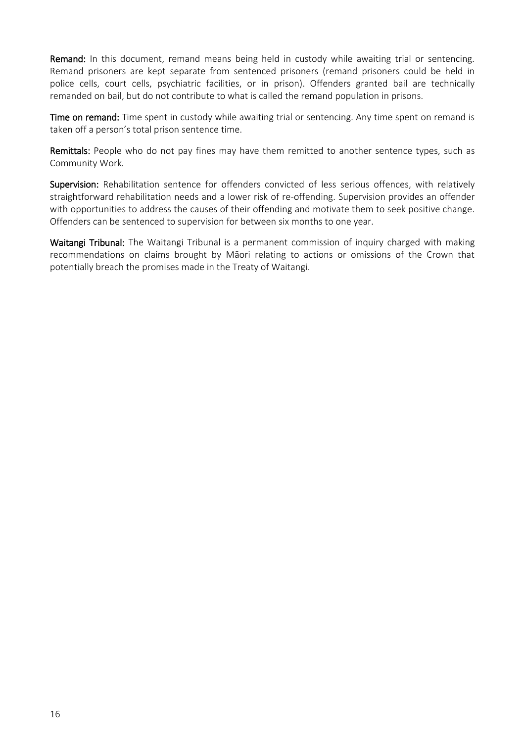**Remand:** In this document, remand means being held in custody while awaiting trial or sentencing. Remand prisoners are kept separate from sentenced prisoners (remand prisoners could be held in police cells, court cells, psychiatric facilities, or in prison). Offenders granted bail are technically remanded on bail, but do not contribute to what is called the remand population in prisons.

**Time on remand:** Time spent in custody while awaiting trial or sentencing. Any time spent on remand is taken off a person's total prison sentence time.

**Remittals:** People who do not pay fines may have them remitted to another sentence types, such as Community Work.

**Supervision:** Rehabilitation sentence for offenders convicted of less serious offences, with relatively straightforward rehabilitation needs and a lower risk of re-offending. Supervision provides an offender with opportunities to address the causes of their offending and motivate them to seek positive change. Offenders can be sentenced to supervision for between six months to one year.

**Waitangi Tribunal:** The Waitangi Tribunal is a permanent commission of inquiry charged with making recommendations on claims brought by Māori relating to actions or omissions of the Crown that potentially breach the promises made in the Treaty of Waitangi.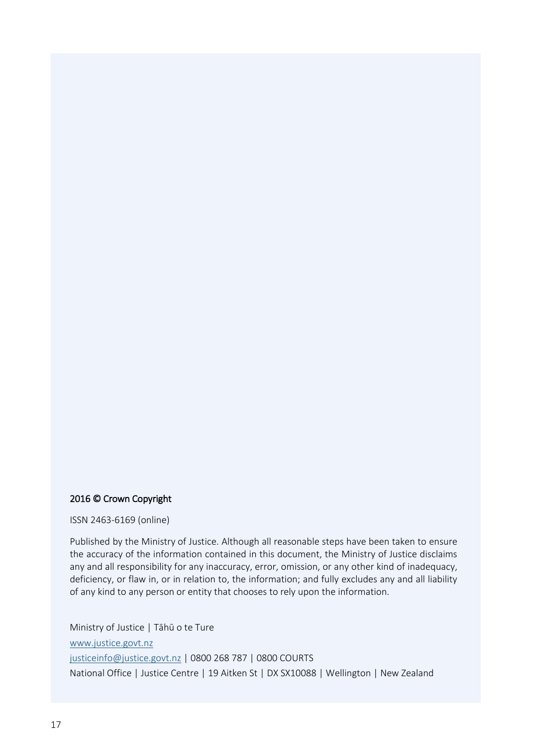**2016 © Crown Copyright**

ISSN 2463-6169 (online)

Published by the Ministry of Justice. Although all reasonable steps have been taken to ensure the accuracy of the information contained in this document, the Ministry of Justice disclaims any and all responsibility for any inaccuracy, error, omission, or any other kind of inadequacy, deficiency, or flaw in, or in relation to, the information; and fully excludes any and all liability of any kind to any person or entity that chooses to rely upon the information.

Ministry of Justice | Tāhū o te Ture

www.justice.govt.nz

justiceinfo@justice.govt.nz | 0800 268 787 | 0800 COURTS

National Office | Justice Centre | 19 Aitken St | DX SX10088 | Wellington | New Zealand